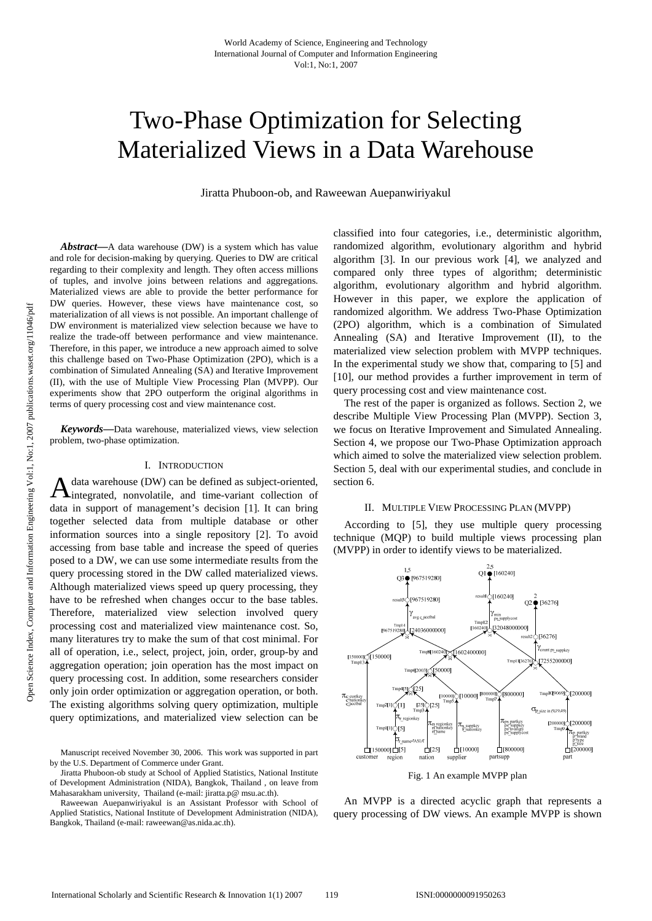# Two-Phase Optimization for Selecting Materialized Views in a Data Warehouse

Jiratta Phuboon-ob, and Raweewan Auepanwiriyakul

***Abstract*—**A data warehouse (DW) is a system which has value and role for decision-making by querying. Queries to DW are critical regarding to their complexity and length. They often access millions of tuples, and involve joins between relations and aggregations. Materialized views are able to provide the better performance for DW queries. However, these views have maintenance cost, so materialization of all views is not possible. An important challenge of DW environment is materialized view selection because we have to realize the trade-off between performance and view maintenance. Therefore, in this paper, we introduce a new approach aimed to solve this challenge based on Two-Phase Optimization (2PO), which is a combination of Simulated Annealing (SA) and Iterative Improvement (II), with the use of Multiple View Processing Plan (MVPP). Our experiments show that 2PO outperform the original algorithms in terms of query processing cost and view maintenance cost.

***Keywords*—**Data warehouse, materialized views, view selection problem, two-phase optimization.

## I. Introduction

A data warehouse (DW) can be defined as subject-oriented, integrated, nonvolatile, and time-variant collection of data in support of management's decision [1]. It can bring together selected data from multiple database or other information sources into a single repository [2]. To avoid accessing from base table and increase the speed of queries posed to a DW, we can use some intermediate results from the query processing stored in the DW called materialized views. Although materialized views speed up query processing, they have to be refreshed when changes occur to the base tables. Therefore, materialized view selection involved query processing cost and materialized view maintenance cost. So, many literatures try to make the sum of that cost minimal. For all of operation, i.e., select, project, join, order, group-by and aggregation operation; join operation has the most impact on query processing cost. In addition, some researchers consider only join order optimization or aggregation operation, or both. The existing algorithms solving query optimization, multiple query optimizations, and materialized view selection can be classified into four categories, i.e., deterministic algorithm, randomized algorithm, evolutionary algorithm and hybrid algorithm [3]. In our previous work [4], we analyzed and compared only three types of algorithm; deterministic algorithm, evolutionary algorithm and hybrid algorithm. However in this paper, we explore the application of randomized algorithm. We address Two-Phase Optimization (2PO) algorithm, which is a combination of Simulated Annealing (SA) and Iterative Improvement (II), to the materialized view selection problem with MVPP techniques. In the experimental study we show that, comparing to [5] and [10], our method provides a further improvement in term of query processing cost and view maintenance cost.

The rest of the paper is organized as follows. Section 2, we describe Multiple View Processing Plan (MVPP). Section 3, we focus on Iterative Improvement and Simulated Annealing. Section 4, we propose our Two-Phase Optimization approach which aimed to solve the materialized view selection problem. Section 5, deal with our experimental studies, and conclude in section 6.

Manuscript received November 30, 2006. This work was supported in part by the U.S. Department of Commerce under Grant.

Jiratta Phuboon-ob study at School of Applied Statistics, National Institute of Development Administration (NIDA), Bangkok, Thailand , on leave from Mahasarakham university, Thailand (e-mail: jiratta.p@ msu.ac.th).

Raweewan Auepanwiriyakul is an Assistant Professor with School of Applied Statistics, National Institute of Development Administration (NIDA), Bangkok, Thailand (e-mail: raweewan@as.nida.ac.th).

## II. Multiple View Processing Plan (MVPP)

According to [5], they use multiple query processing technique (MQP) to build multiple views processing plan (MVPP) in order to identify views to be materialized.

Fig. 1 An example MVPP plan

An MVPP is a directed acyclic graph that represents a query processing of DW views. An example MVPP is shown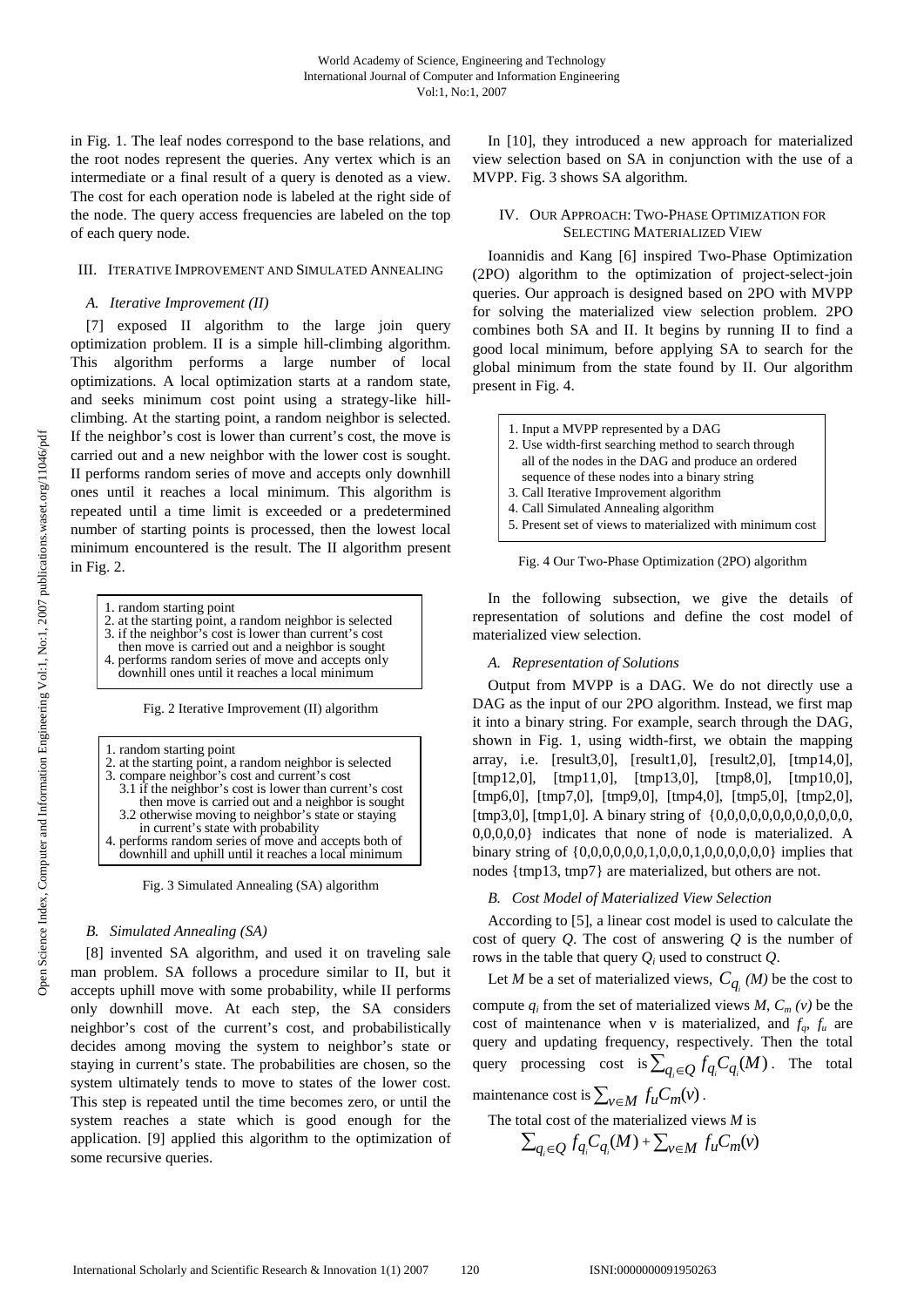in Fig. 1. The leaf nodes correspond to the base relations, and the root nodes represent the queries. Any vertex which is an intermediate or a final result of a query is denoted as a view. The cost for each operation node is labeled at the right side of the node. The query access frequencies are labeled on the top of each query node.

## III. Iterative Improvement and Simulated Annealing

### A. Iterative Improvement (II)

[7] exposed II algorithm to the large join query optimization problem. II is a simple hill-climbing algorithm. This algorithm performs a large number of local optimizations. A local optimization starts at a random state, and seeks minimum cost point using a strategy-like hill-climbing. At the starting point, a random neighbor is selected. If the neighbor's cost is lower than current's cost, the move is carried out and a new neighbor with the lower cost is sought. II performs random series of move and accepts only downhill ones until it reaches a local minimum. This algorithm is repeated until a time limit is exceeded or a predetermined number of starting points is processed, then the lowest local minimum encountered is the result. The II algorithm present in Fig. 2.

```
1. random starting point
2. at the starting point, a random neighbor is selected
3. if the neighbor's cost is lower than current's cost
   then move is carried out and a neighbor is sought
4. performs random series of move and accepts only
   downhill ones until it reaches a local minimum
```

Fig. 2 Iterative Improvement (II) algorithm

```
1. random starting point
2. at the starting point, a random neighbor is selected
3. compare neighbor's cost and current's cost
   3.1 if the neighbor's cost is lower than current's cost
       then move is carried out and a neighbor is sought
   3.2 otherwise moving to neighbor's state or staying
       in current's state with probability
4. performs random series of move and accepts both of
   downhill and uphill until it reaches a local minimum
```

Fig. 3 Simulated Annealing (SA) algorithm

### B. Simulated Annealing (SA)

[8] invented SA algorithm, and used it on traveling sale man problem. SA follows a procedure similar to II, but it accepts uphill move with some probability, while II performs only downhill move. At each step, the SA considers neighbor's cost of the current's cost, and probabilistically decides among moving the system to neighbor's state or staying in current's state. The probabilities are chosen, so the system ultimately tends to move to states of the lower cost. This step is repeated until the time becomes zero, or until the system reaches a state which is good enough for the application. [9] applied this algorithm to the optimization of some recursive queries.

In [10], they introduced a new approach for materialized view selection based on SA in conjunction with the use of a MVPP. Fig. 3 shows SA algorithm.

## IV. Our Approach: Two-Phase Optimization for Selecting Materialized View

Ioannidis and Kang [6] inspired Two-Phase Optimization (2PO) algorithm to the optimization of project-select-join queries. Our approach is designed based on 2PO with MVPP for solving the materialized view selection problem. 2PO combines both SA and II. It begins by running II to find a good local minimum, before applying SA to search for the global minimum from the state found by II. Our algorithm present in Fig. 4.

```
1. Input a MVPP represented by a DAG
2. Use width-first searching method to search through
   all of the nodes in the DAG and produce an ordered
   sequence of these nodes into a binary string
3. Call Iterative Improvement algorithm
4. Call Simulated Annealing algorithm
5. Present set of views to materialized with minimum cost
```

Fig. 4 Our Two-Phase Optimization (2PO) algorithm

In the following subsection, we give the details of representation of solutions and define the cost model of materialized view selection.

### A. Representation of Solutions

Output from MVPP is a DAG. We do not directly use a DAG as the input of our 2PO algorithm. Instead, we first map it into a binary string. For example, search through the DAG, shown in Fig. 1, using width-first, we obtain the mapping array, i.e. [result3,0], [result1,0], [result2,0], [tmp14,0], [tmp12,0], [tmp11,0], [tmp13,0], [tmp8,0], [tmp10,0], [tmp6,0], [tmp7,0], [tmp9,0], [tmp4,0], [tmp5,0], [tmp2,0], [tmp3,0], [tmp1,0]. A binary string of {0,0,0,0,0,0,0,0,0,0,0,0,0,0,0,0,0} indicates that none of node is materialized. A binary string of {0,0,0,0,0,0,1,0,0,0,1,0,0,0,0,0,0} implies that nodes {tmp13, tmp7} are materialized, but others are not.

### B. Cost Model of Materialized View Selection

According to [5], a linear cost model is used to calculate the cost of query *Q*. The cost of answering *Q* is the number of rows in the table that query $Q_i$ used to construct *Q*.

Let *M* be a set of materialized views, $C_{q_i}(M)$ be the cost to compute $q_i$ from the set of materialized views *M*, $C_m(v)$ be the cost of maintenance when v is materialized, and $f_q$, $f_u$ are query and updating frequency, respectively. Then the total query processing cost is $\sum_{q_i \in Q} f_{q_i} C_{q_i}(M)$. The total maintenance cost is $\sum_{v \in M} f_u C_m(v)$.

The total cost of the materialized views *M* is

$$\sum_{q_i \in Q} f_{q_i} C_{q_i}(M) + \sum_{v \in M} f_u C_m(v)$$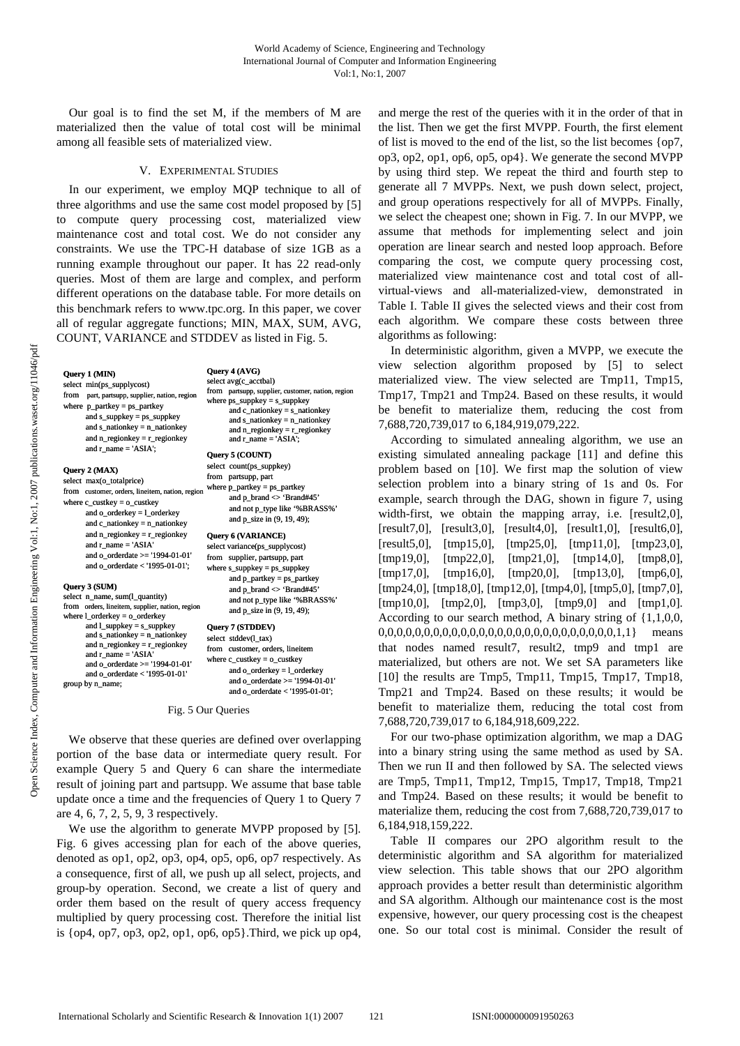Our goal is to find the set M, if the members of M are materialized then the value of total cost will be minimal among all feasible sets of materialized view.

## V. Experimental Studies

In our experiment, we employ MQP technique to all of three algorithms and use the same cost model proposed by [5] to compute query processing cost, materialized view maintenance cost and total cost. We do not consider any constraints. We use the TPC-H database of size 1GB as a running example throughout our paper. It has 22 read-only queries. Most of them are large and complex, and perform different operations on the database table. For more details on this benchmark refers to www.tpc.org. In this paper, we cover all of regular aggregate functions; MIN, MAX, SUM, AVG, COUNT, VARIANCE and STDDEV as listed in Fig. 5.

**Query 1 (MIN)**
```
select min(ps_supplycost)
from part, partsupp, supplier, nation, region
where p_partkey = ps_partkey
    and s_suppkey = ps_suppkey
    and s_nationkey = n_nationkey
    and n_regionkey = r_regionkey
    and r_name = 'ASIA';
```

**Query 2 (MAX)**
```
select max(o_totalprice)
from customer, orders, lineitem, nation, region
where c_custkey = o_custkey
    and o_orderkey = l_orderkey
    and c_nationkey = n_nationkey
    and n_regionkey = r_regionkey
    and r_name = 'ASIA'
    and o_orderdate >= '1994-01-01'
    and o_orderdate < '1995-01-01';
```

**Query 3 (SUM)**
```
select n_name, sum(l_quantity)
from orders, lineitem, supplier, nation, region
where l_orderkey = o_orderkey
    and l_suppkey = s_suppkey
    and s_nationkey = n_nationkey
    and n_regionkey = r_regionkey
    and r_name = 'ASIA'
    and o_orderdate >= '1994-01-01'
    and o_orderdate < '1995-01-01'
group by n_name;
```

**Query 4 (AVG)**
```
select avg(c_acctbal)
from partsupp, supplier, customer, nation, region
where ps_suppkey = s_suppkey
    and c_nationkey = s_nationkey
    and s_nationkey = n_nationkey
    and n_regionkey = r_regionkey
    and r_name = 'ASIA';
```

**Query 5 (COUNT)**
```
select count(ps_suppkey)
from partsupp, part
where p_partkey = ps_partkey
    and p_brand <> 'Brand#45'
    and not p_type like '%BRASS%'
    and p_size in (9, 19, 49);
```

**Query 6 (VARIANCE)**
```
select variance(ps_supplycost)
from supplier, partsupp, part
where s_suppkey = ps_suppkey
    and p_partkey = ps_partkey
    and p_brand <> 'Brand#45'
    and not p_type like '%BRASS%'
    and p_size in (9, 19, 49);
```

**Query 7 (STDDEV)**
```
select stddev(l_tax)
from customer, orders, lineitem
where c_custkey = o_custkey
    and o_orderkey = l_orderkey
    and o_orderdate >= '1994-01-01'
    and o_orderdate < '1995-01-01';
```

Fig. 5 Our Queries

We observe that these queries are defined over overlapping portion of the base data or intermediate query result. For example Query 5 and Query 6 can share the intermediate result of joining part and partsupp. We assume that base table update once a time and the frequencies of Query 1 to Query 7 are 4, 6, 7, 2, 5, 9, 3 respectively.

We use the algorithm to generate MVPP proposed by [5]. Fig. 6 gives accessing plan for each of the above queries, denoted as op1, op2, op3, op4, op5, op6, op7 respectively. As a consequence, first of all, we push up all select, projects, and group-by operation. Second, we create a list of query and order them based on the result of query access frequency multiplied by query processing cost. Therefore the initial list is {op4, op7, op3, op2, op1, op6, op5}.Third, we pick up op4, and merge the rest of the queries with it in the order of that in the list. Then we get the first MVPP. Fourth, the first element of list is moved to the end of the list, so the list becomes {op7, op3, op2, op1, op6, op5, op4}. We generate the second MVPP by using third step. We repeat the third and fourth step to generate all 7 MVPPs. Next, we push down select, project, and group operations respectively for all of MVPPs. Finally, we select the cheapest one; shown in Fig. 7. In our MVPP, we assume that methods for implementing select and join operation are linear search and nested loop approach. Before comparing the cost, we compute query processing cost, materialized view maintenance cost and total cost of all-virtual-views and all-materialized-view, demonstrated in Table I. Table II gives the selected views and their cost from each algorithm. We compare these costs between three algorithms as following:

In deterministic algorithm, given a MVPP, we execute the view selection algorithm proposed by [5] to select materialized view. The view selected are Tmp11, Tmp15, Tmp17, Tmp21 and Tmp24. Based on these results, it would be benefit to materialize them, reducing the cost from 7,688,720,739,017 to 6,184,919,079,222.

According to simulated annealing algorithm, we use an existing simulated annealing package [11] and define this problem based on [10]. We first map the solution of view selection problem into a binary string of 1s and 0s. For example, search through the DAG, shown in figure 7, using width-first, we obtain the mapping array, i.e. [result2,0], [result7,0], [result3,0], [result4,0], [result1,0], [result6,0], [result5,0], [tmp15,0], [tmp25,0], [tmp11,0], [tmp23,0], [tmp19,0], [tmp22,0], [tmp21,0], [tmp14,0], [tmp8,0], [tmp17,0], [tmp16,0], [tmp20,0], [tmp13,0], [tmp6,0], [tmp24,0], [tmp18,0], [tmp12,0], [tmp4,0], [tmp5,0], [tmp7,0], [tmp10,0], [tmp2,0], [tmp3,0], [tmp9,0] and [tmp1,0]. According to our search method, A binary string of {1,1,0,0, 0,0,0,0,0,0,0,0,0,0,0,0,0,0,0,0,0,0,0,0,0,0,0,0,0,0,1,1} means that nodes named result7, result2, tmp9 and tmp1 are materialized, but others are not. We set SA parameters like [10] the results are Tmp5, Tmp11, Tmp15, Tmp17, Tmp18, Tmp21 and Tmp24. Based on these results; it would be benefit to materialize them, reducing the total cost from 7,688,720,739,017 to 6,184,918,609,222.

For our two-phase optimization algorithm, we map a DAG into a binary string using the same method as used by SA. Then we run II and then followed by SA. The selected views are Tmp5, Tmp11, Tmp12, Tmp15, Tmp17, Tmp18, Tmp21 and Tmp24. Based on these results; it would be benefit to materialize them, reducing the cost from 7,688,720,739,017 to 6,184,918,159,222.

Table II compares our 2PO algorithm result to the deterministic algorithm and SA algorithm for materialized view selection. This table shows that our 2PO algorithm approach provides a better result than deterministic algorithm and SA algorithm. Although our maintenance cost is the most expensive, however, our query processing cost is the cheapest one. So our total cost is minimal. Consider the result of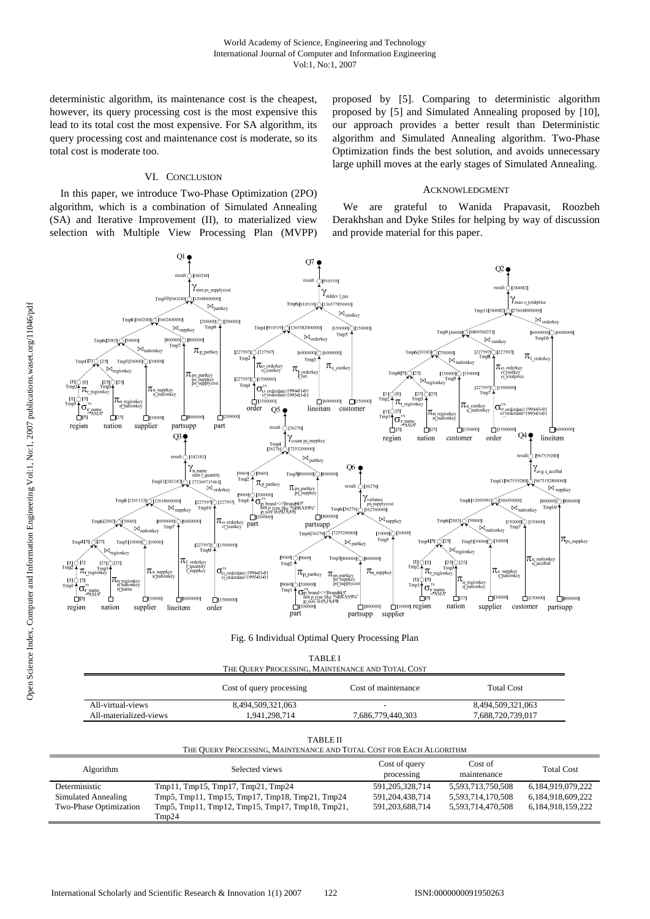deterministic algorithm, its maintenance cost is the cheapest, however, its query processing cost is the most expensive this lead to its total cost the most expensive. For SA algorithm, its query processing cost and maintenance cost is moderate, so its total cost is moderate too.

## VI. Conclusion

In this paper, we introduce Two-Phase Optimization (2PO) algorithm, which is a combination of Simulated Annealing (SA) and Iterative Improvement (II), to materialized view selection with Multiple View Processing Plan (MVPP) proposed by [5]. Comparing to deterministic algorithm proposed by [5] and Simulated Annealing proposed by [10], our approach provides a better result than Deterministic algorithm and Simulated Annealing algorithm. Two-Phase Optimization finds the best solution, and avoids unnecessary large uphill moves at the early stages of Simulated Annealing.

## Acknowledgment

We are grateful to Wanida Prapavasit, Roozbeh Derakhshan and Dyke Stiles for helping by way of discussion and provide material for this paper.

Fig. 6 Individual Optimal Query Processing Plan

TABLE I
THE QUERY PROCESSING, MAINTENANCE AND TOTAL COST

| | Cost of query processing | Cost of maintenance | Total Cost |
|---|---|---|---|
| All-virtual-views | 8,494,509,321,063 | - | 8,494,509,321,063 |
| All-materialized-views | 1,941,298,714 | 7,686,779,440,303 | 7,688,720,739,017 |

TABLE II
THE QUERY PROCESSING, MAINTENANCE AND TOTAL COST FOR EACH ALGORITHM

| Algorithm | Selected views | Cost of query processing | Cost of maintenance | Total Cost |
|---|---|---|---|---|
| Deterministic | Tmp11, Tmp15, Tmp17, Tmp21, Tmp24 | 591,205,328,714 | 5,593,713,750,508 | 6,184,919,079,222 |
| Simulated Annealing | Tmp5, Tmp11, Tmp15, Tmp17, Tmp18, Tmp21, Tmp24 | 591,204,438,714 | 5,593,714,170,508 | 6,184,918,609,222 |
| Two-Phase Optimization | Tmp5, Tmp11, Tmp12, Tmp15, Tmp17, Tmp18, Tmp21, Tmp24 | 591,203,688,714 | 5,593,714,470,508 | 6,184,918,159,222 |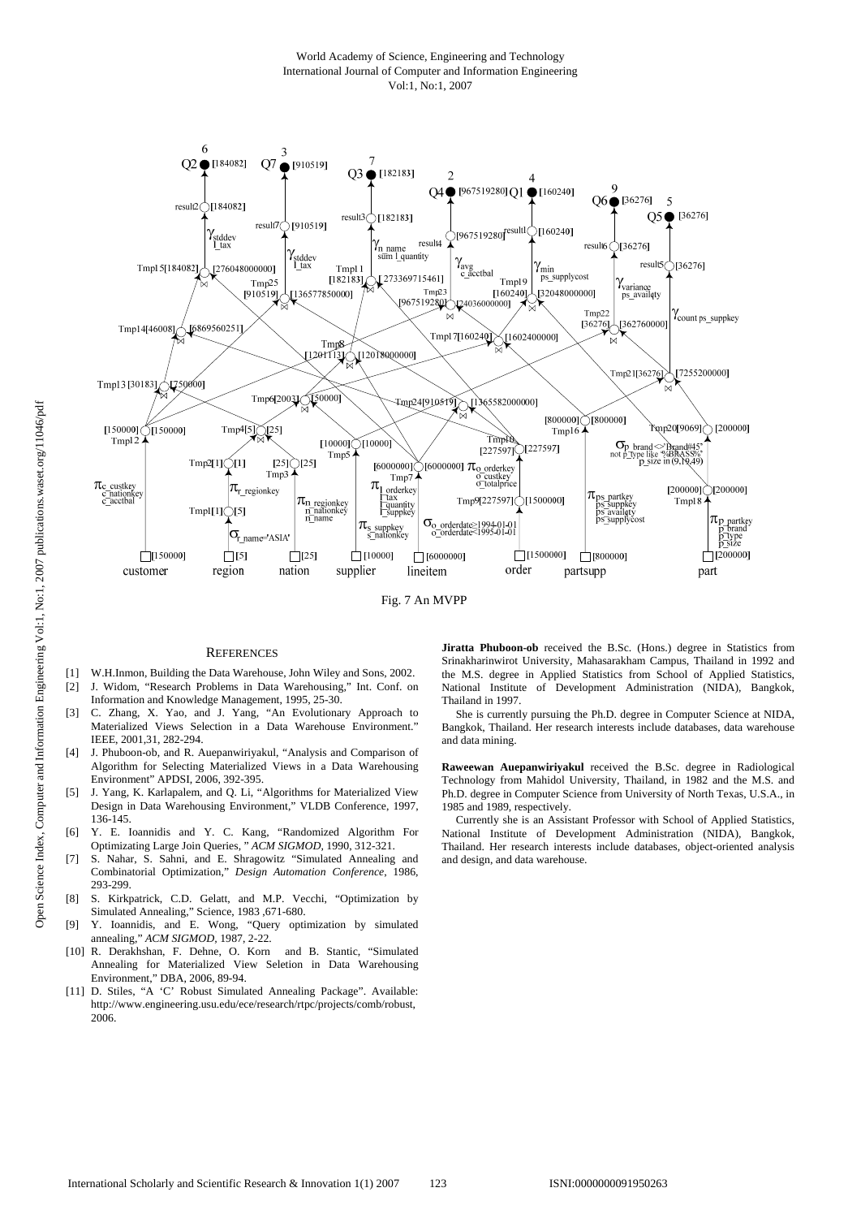Fig. 7 An MVPP

## REFERENCES

[1] W.H.Inmon, Building the Data Warehouse, John Wiley and Sons, 2002.

[2] J. Widom, "Research Problems in Data Warehousing," Int. Conf. on Information and Knowledge Management, 1995, 25-30.

[3] C. Zhang, X. Yao, and J. Yang, "An Evolutionary Approach to Materialized Views Selection in a Data Warehouse Environment." IEEE, 2001,31, 282-294.

[4] J. Phuboon-ob, and R. Auepanwiriyakul, "Analysis and Comparison of Algorithm for Selecting Materialized Views in a Data Warehousing Environment" APDSI, 2006, 392-395.

[5] J. Yang, K. Karlapalem, and Q. Li, "Algorithms for Materialized View Design in Data Warehousing Environment," VLDB Conference, 1997, 136-145.

[6] Y. E. Ioannidis and Y. C. Kang, "Randomized Algorithm For Optimizing Large Join Queries, " *ACM SIGMOD*, 1990, 312-321.

[7] S. Nahar, S. Sahni, and E. Shragowitz "Simulated Annealing and Combinatorial Optimization," *Design Automation Conference*, 1986, 293-299.

[8] S. Kirkpatrick, C.D. Gelatt, and M.P. Vecchi, "Optimization by Simulated Annealing," Science, 1983 ,671-680.

[9] Y. Ioannidis, and E. Wong, "Query optimization by simulated annealing," *ACM SIGMOD*, 1987, 2-22.

[10] R. Derakhshan, F. Dehne, O. Korn and B. Stantic, "Simulated Annealing for Materialized View Seletion in Data Warehousing Environment," DBA, 2006, 89-94.

[11] D. Stiles, "A 'C' Robust Simulated Annealing Package". Available: http://www.engineering.usu.edu/ece/research/rtpc/projects/comb/robust, 2006.

**Jiratta Phuboon-ob** received the B.Sc. (Hons.) degree in Statistics from Srinakharinwirot University, Mahasarakham Campus, Thailand in 1992 and the M.S. degree in Applied Statistics from School of Applied Statistics, National Institute of Development Administration (NIDA), Bangkok, Thailand in 1997.

She is currently pursuing the Ph.D. degree in Computer Science at NIDA, Bangkok, Thailand. Her research interests include databases, data warehouse and data mining.

**Raweewan Auepanwiriyakul** received the B.Sc. degree in Radiological Technology from Mahidol University, Thailand, in 1982 and the M.S. and Ph.D. degree in Computer Science from University of North Texas, U.S.A., in 1985 and 1989, respectively.

Currently she is an Assistant Professor with School of Applied Statistics, National Institute of Development Administration (NIDA), Bangkok, Thailand. Her research interests include databases, object-oriented analysis and design, and data warehouse.